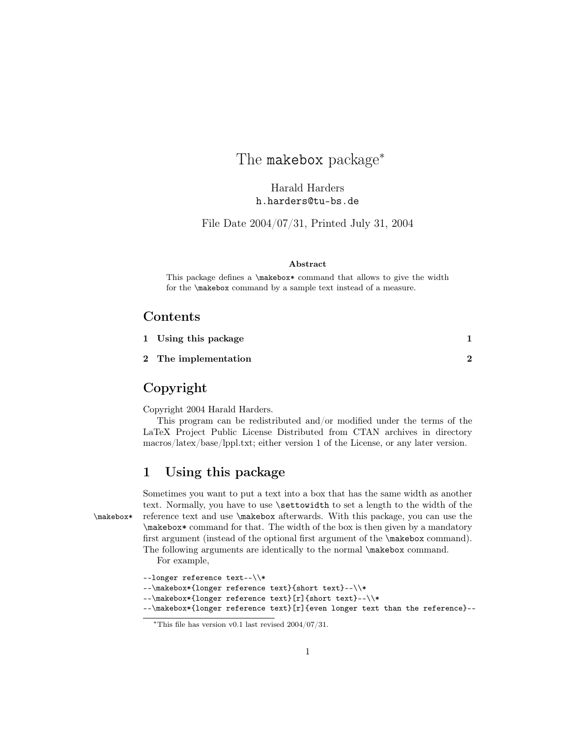# The `makebox` package*

Harald Harders
`h.harders@tu-bs.de`

File Date 2004/07/31, Printed July 31, 2004

**Abstract**

This package defines a `\makebox*` command that allows to give the width for the `\makebox` command by a sample text instead of a measure.

## Contents

| | |
|---|---|
| **1 Using this package** | **1** |
| **2 The implementation** | **2** |

## Copyright

Copyright 2004 Harald Harders.

This program can be redistributed and/or modified under the terms of the LaTeX Project Public License Distributed from CTAN archives in directory macros/latex/base/lppl.txt; either version 1 of the License, or any later version.

## 1 Using this package

Sometimes you want to put a text into a box that has the same width as another text. Normally, you have to use `\settowidth` to set a length to the width of the reference text and use `\makebox` afterwards. With this package, you can use the `\makebox*` command for that. The width of the box is then given by a mandatory first argument (instead of the optional first argument of the `\makebox` command). The following arguments are identically to the normal `\makebox` command.

`\makebox*`

For example,

```
--longer reference text--\\*
--\makebox*{longer reference text}{short text}--\\*
--\makebox*{longer reference text}[r]{short text}--\\*
--\makebox*{longer reference text}[r]{even longer text than the reference}--
```

*This file has version v0.1 last revised 2004/07/31.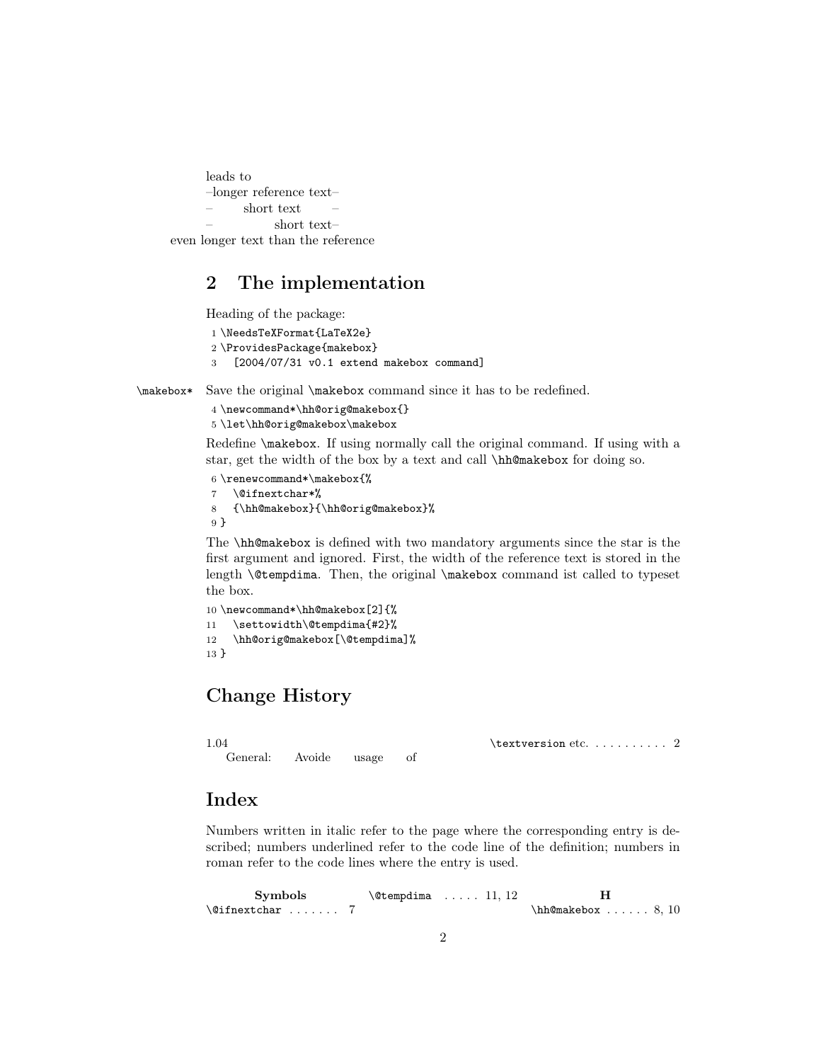leads to
–longer reference text–
–        short text        –
–                short text–
even longer text than the reference

## 2 The implementation

Heading of the package:

```
1 \NeedsTeXFormat{LaTeX2e}
2 \ProvidesPackage{makebox}
3   [2004/07/31 v0.1 extend makebox command]
```

`\makebox*` Save the original `\makebox` command since it has to be redefined.

```
4 \newcommand*\hh@orig@makebox{}
5 \let\hh@orig@makebox\makebox
```

Redefine `\makebox`. If using normally call the original command. If using with a star, get the width of the box by a text and call `\hh@makebox` for doing so.

```
6 \renewcommand*\makebox{%
7   \@ifnextchar*%
8   {\hh@makebox}{\hh@orig@makebox}%
9 }
```

The `\hh@makebox` is defined with two mandatory arguments since the star is the first argument and ignored. First, the width of the reference text is stored in the length `\@tempdima`. Then, the original `\makebox` command ist called to typeset the box.

```
10 \newcommand*\hh@makebox[2]{%
11   \settowidth\@tempdima{#2}%
12   \hh@orig@makebox[\@tempdima]%
13 }
```

## Change History

1.04
General: Avoide usage of `\textversion` etc. . . . . . . . . . . 2

## Index

Numbers written in italic refer to the page where the corresponding entry is described; numbers underlined refer to the code line of the definition; numbers in roman refer to the code lines where the entry is used.

**Symbols**
`\@ifnextchar` . . . . . . . 7
`\@tempdima` . . . . . 11, 12

**H**
`\hh@makebox` . . . . . . 8, 10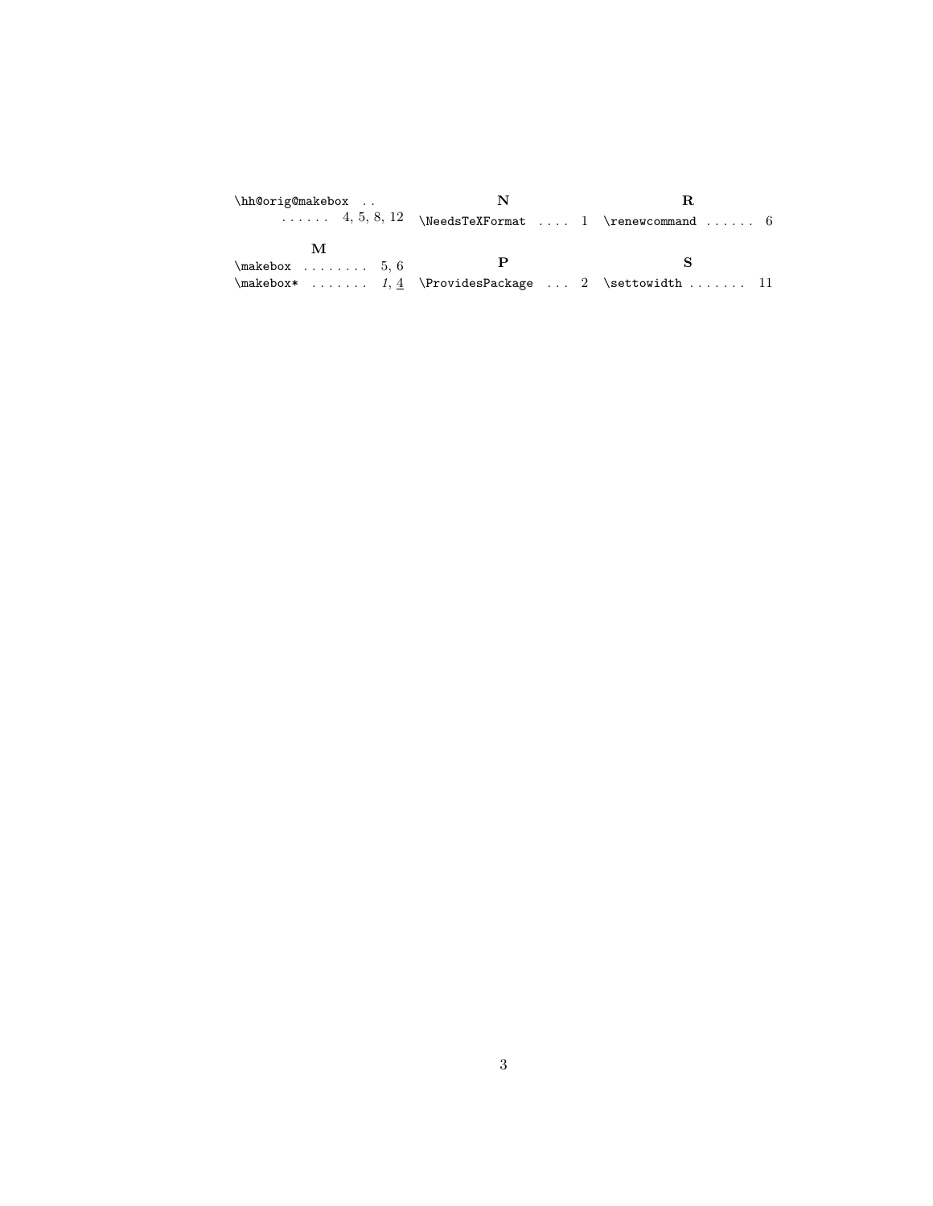\hh@orig@makebox . . . . . . . . 4, 5, 8, 12

**M**

\makebox . . . . . . . . 5, 6

\makebox* . . . . . . . *1*, 4

**N**

\NeedsTeXFormat . . . . 1

**P**

\ProvidesPackage . . . 2

**R**

\renewcommand . . . . . . 6

**S**

\settowidth . . . . . . . 11